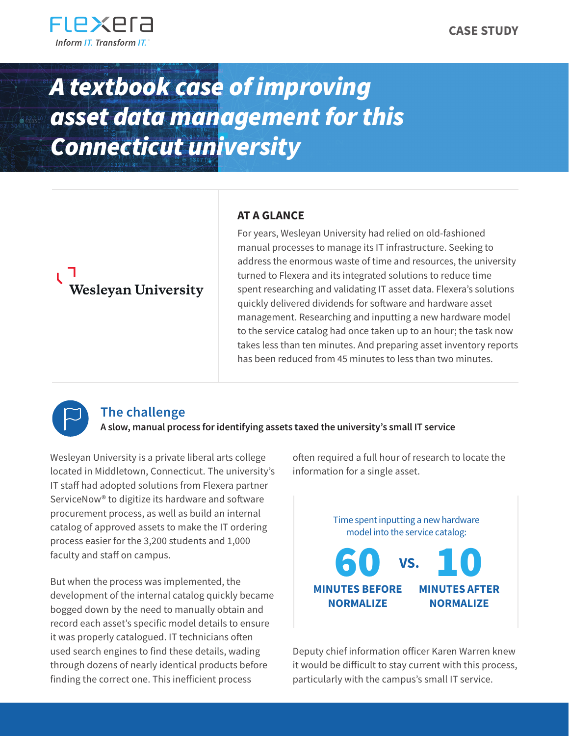CASE STUDY

# A textbook case of improving asset data management for this Connecticut university

Wesleyan University

## AT A GLANCE

For years, Wesleyan University had relied on old-fashioned manual processes to manage its IT infrastructure. Seeking to address the enormous waste of time and resources, the university turned to Flexera and its integrated solutions to reduce time spent researching and validating IT asset data. Flexera's solutions quickly delivered dividends for software and hardware asset management. Researching and inputting a new hardware model to the service catalog had once taken up to an hour; the task now takes less than ten minutes. And preparing asset inventory reports has been reduced from 45 minutes to less than two minutes.

## The challenge

**A slow, manual process for identifying assets taxed the university's small IT service**

Wesleyan University is a private liberal arts college located in Middletown, Connecticut. The university's IT staff had adopted solutions from Flexera partner ServiceNow® to digitize its hardware and software procurement process, as well as build an internal catalog of approved assets to make the IT ordering process easier for the 3,200 students and 1,000 faculty and staff on campus.

But when the process was implemented, the development of the internal catalog quickly became bogged down by the need to manually obtain and record each asset's specific model details to ensure it was properly catalogued. IT technicians often used search engines to find these details, wading through dozens of nearly identical products before finding the correct one. This inefficient process often required a full hour of research to locate the information for a single asset.

Time spent inputting a new hardware model into the service catalog:

**60** MINUTES BEFORE NORMALIZE **vs.** **10** MINUTES AFTER NORMALIZE

Deputy chief information officer Karen Warren knew it would be difficult to stay current with this process, particularly with the campus's small IT service.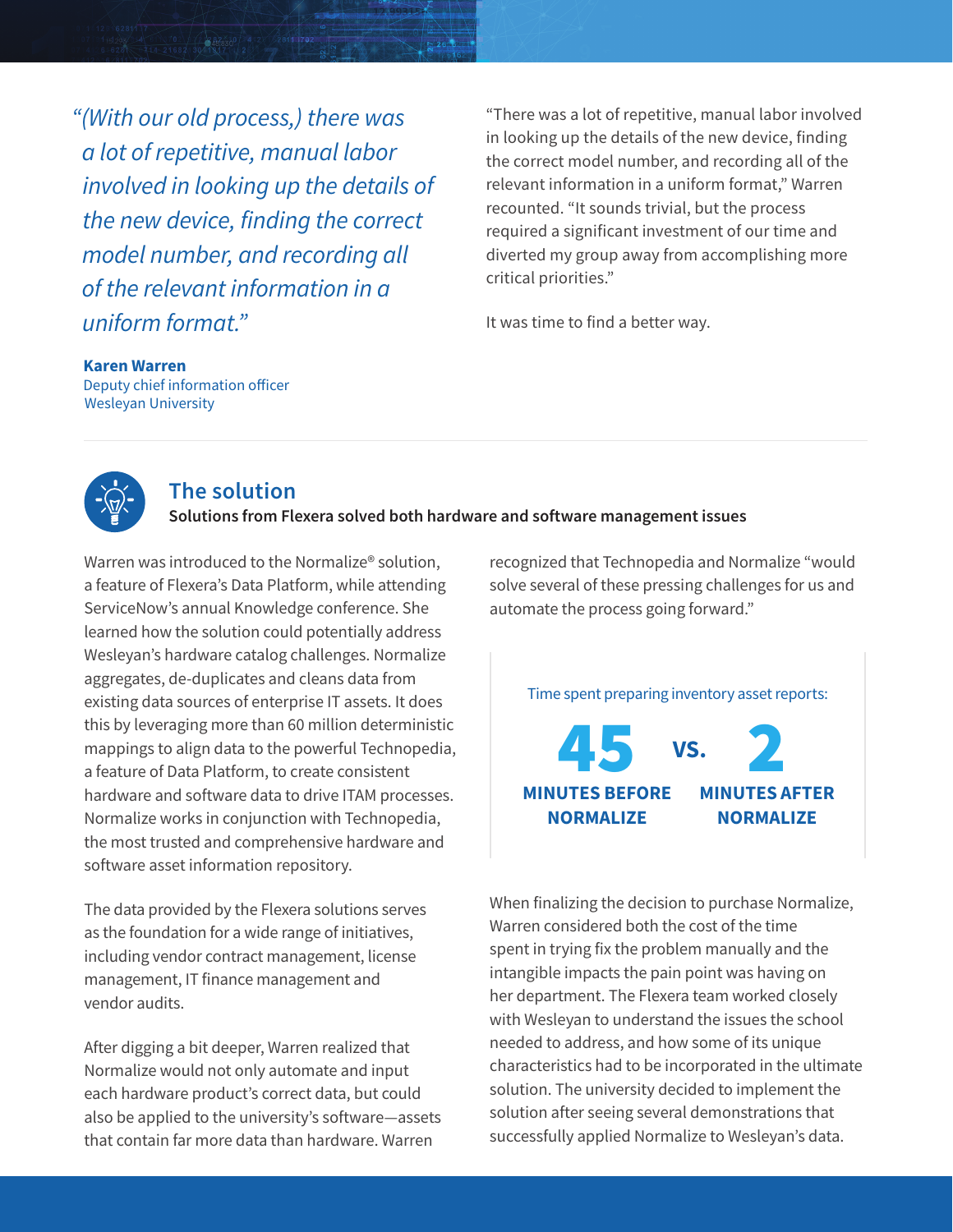*"(With our old process,) there was a lot of repetitive, manual labor involved in looking up the details of the new device, finding the correct model number, and recording all of the relevant information in a uniform format."*

**Karen Warren**
Deputy chief information officer
Wesleyan University

"There was a lot of repetitive, manual labor involved in looking up the details of the new device, finding the correct model number, and recording all of the relevant information in a uniform format," Warren recounted. "It sounds trivial, but the process required a significant investment of our time and diverted my group away from accomplishing more critical priorities."

It was time to find a better way.

## The solution

**Solutions from Flexera solved both hardware and software management issues**

Warren was introduced to the Normalize® solution, a feature of Flexera's Data Platform, while attending ServiceNow's annual Knowledge conference. She learned how the solution could potentially address Wesleyan's hardware catalog challenges. Normalize aggregates, de-duplicates and cleans data from existing data sources of enterprise IT assets. It does this by leveraging more than 60 million deterministic mappings to align data to the powerful Technopedia, a feature of Data Platform, to create consistent hardware and software data to drive ITAM processes. Normalize works in conjunction with Technopedia, the most trusted and comprehensive hardware and software asset information repository.

The data provided by the Flexera solutions serves as the foundation for a wide range of initiatives, including vendor contract management, license management, IT finance management and vendor audits.

After digging a bit deeper, Warren realized that Normalize would not only automate and input each hardware product's correct data, but could also be applied to the university's software—assets that contain far more data than hardware. Warren recognized that Technopedia and Normalize "would solve several of these pressing challenges for us and automate the process going forward."

Time spent preparing inventory asset reports:

**45** MINUTES BEFORE NORMALIZE vs. **2** MINUTES AFTER NORMALIZE

When finalizing the decision to purchase Normalize, Warren considered both the cost of the time spent in trying fix the problem manually and the intangible impacts the pain point was having on her department. The Flexera team worked closely with Wesleyan to understand the issues the school needed to address, and how some of its unique characteristics had to be incorporated in the ultimate solution. The university decided to implement the solution after seeing several demonstrations that successfully applied Normalize to Wesleyan's data.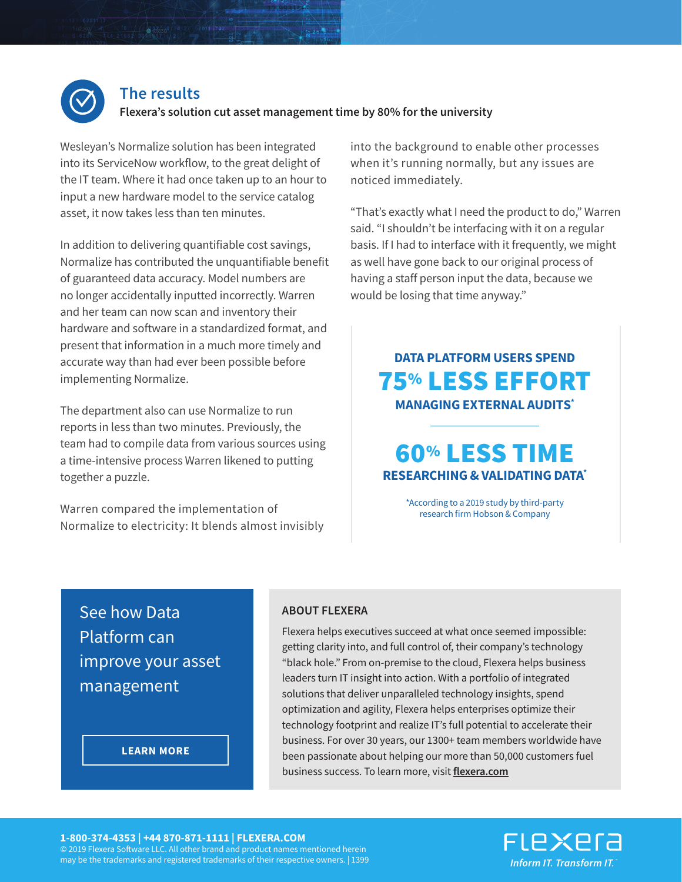## The results

**Flexera's solution cut asset management time by 80% for the university**

Wesleyan's Normalize solution has been integrated into its ServiceNow workflow, to the great delight of the IT team. Where it had once taken up to an hour to input a new hardware model to the service catalog asset, it now takes less than ten minutes.

In addition to delivering quantifiable cost savings, Normalize has contributed the unquantifiable benefit of guaranteed data accuracy. Model numbers are no longer accidentally inputted incorrectly. Warren and her team can now scan and inventory their hardware and software in a standardized format, and present that information in a much more timely and accurate way than had ever been possible before implementing Normalize.

The department also can use Normalize to run reports in less than two minutes. Previously, the team had to compile data from various sources using a time-intensive process Warren likened to putting together a puzzle.

Warren compared the implementation of Normalize to electricity: It blends almost invisibly into the background to enable other processes when it's running normally, but any issues are noticed immediately.

"That's exactly what I need the product to do," Warren said. "I shouldn't be interfacing with it on a regular basis. If I had to interface with it frequently, we might as well have gone back to our original process of having a staff person input the data, because we would be losing that time anyway."

**DATA PLATFORM USERS SPEND**
**75% LESS EFFORT**
**MANAGING EXTERNAL AUDITS***

**60% LESS TIME**
**RESEARCHING & VALIDATING DATA***

*According to a 2019 study by third-party research firm Hobson & Company

See how Data Platform can improve your asset management

LEARN MORE

### ABOUT FLEXERA

Flexera helps executives succeed at what once seemed impossible: getting clarity into, and full control of, their company's technology "black hole." From on-premise to the cloud, Flexera helps business leaders turn IT insight into action. With a portfolio of integrated solutions that deliver unparalleled technology insights, spend optimization and agility, Flexera helps enterprises optimize their technology footprint and realize IT's full potential to accelerate their business. For over 30 years, our 1300+ team members worldwide have been passionate about helping our more than 50,000 customers fuel business success. To learn more, visit **flexera.com**

**1-800-374-4353 | +44 870-871-1111 | FLEXERA.COM**
© 2019 Flexera Software LLC. All other brand and product names mentioned herein may be the trademarks and registered trademarks of their respective owners. | 1399

Flexera
*Inform IT. Transform IT.*